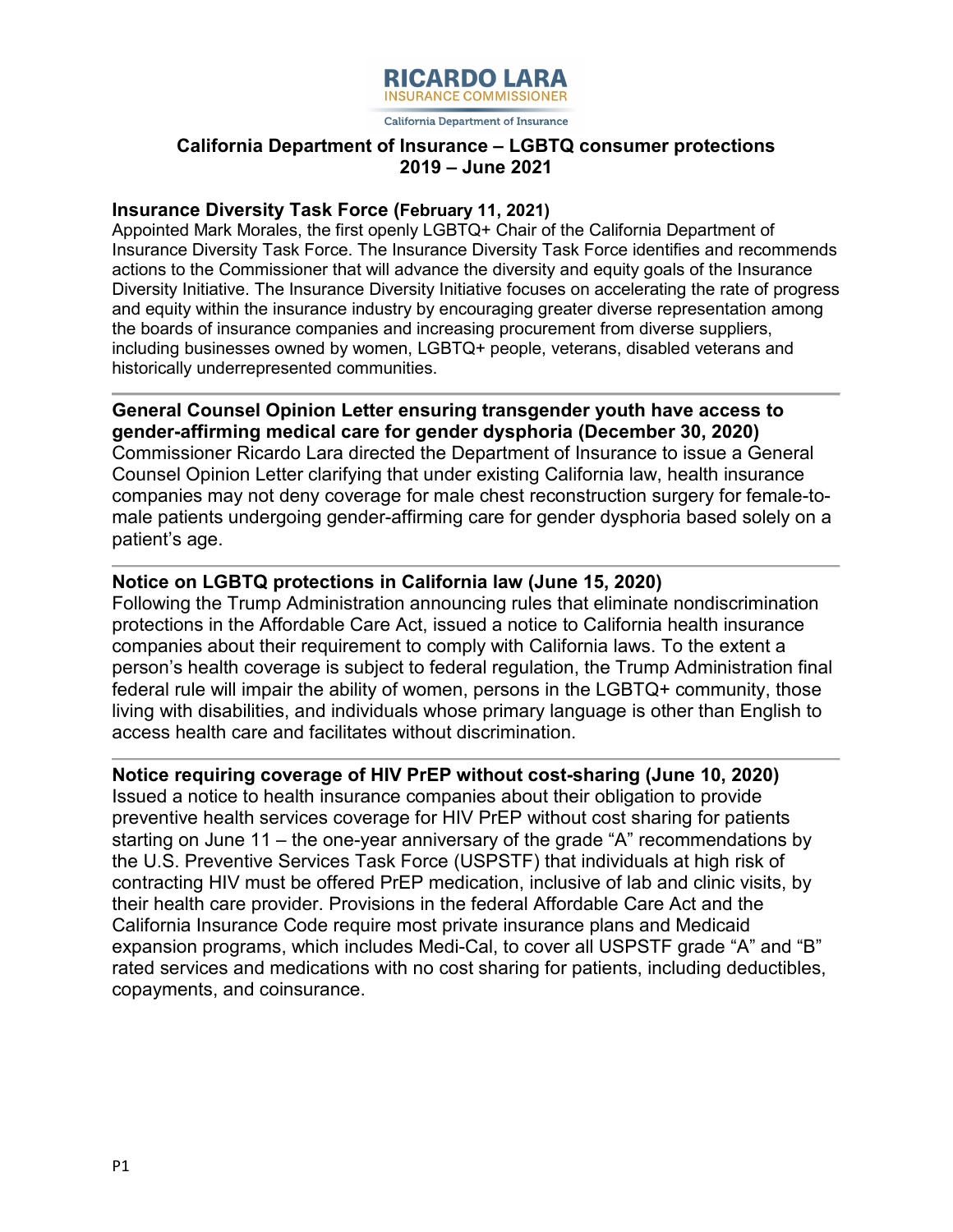**RICARDO LARA**
INSURANCE COMMISSIONER
California Department of Insurance

# California Department of Insurance – LGBTQ consumer protections 2019 – June 2021

### Insurance Diversity Task Force (February 11, 2021)

Appointed Mark Morales, the first openly LGBTQ+ Chair of the California Department of Insurance Diversity Task Force. The Insurance Diversity Task Force identifies and recommends actions to the Commissioner that will advance the diversity and equity goals of the Insurance Diversity Initiative. The Insurance Diversity Initiative focuses on accelerating the rate of progress and equity within the insurance industry by encouraging greater diverse representation among the boards of insurance companies and increasing procurement from diverse suppliers, including businesses owned by women, LGBTQ+ people, veterans, disabled veterans and historically underrepresented communities.

---

### General Counsel Opinion Letter ensuring transgender youth have access to gender-affirming medical care for gender dysphoria (December 30, 2020)

Commissioner Ricardo Lara directed the Department of Insurance to issue a General Counsel Opinion Letter clarifying that under existing California law, health insurance companies may not deny coverage for male chest reconstruction surgery for female-to-male patients undergoing gender-affirming care for gender dysphoria based solely on a patient's age.

---

### Notice on LGBTQ protections in California law (June 15, 2020)

Following the Trump Administration announcing rules that eliminate nondiscrimination protections in the Affordable Care Act, issued a notice to California health insurance companies about their requirement to comply with California laws. To the extent a person's health coverage is subject to federal regulation, the Trump Administration final federal rule will impair the ability of women, persons in the LGBTQ+ community, those living with disabilities, and individuals whose primary language is other than English to access health care and facilitates without discrimination.

---

### Notice requiring coverage of HIV PrEP without cost-sharing (June 10, 2020)

Issued a notice to health insurance companies about their obligation to provide preventive health services coverage for HIV PrEP without cost sharing for patients starting on June 11 – the one-year anniversary of the grade "A" recommendations by the U.S. Preventive Services Task Force (USPSTF) that individuals at high risk of contracting HIV must be offered PrEP medication, inclusive of lab and clinic visits, by their health care provider. Provisions in the federal Affordable Care Act and the California Insurance Code require most private insurance plans and Medicaid expansion programs, which includes Medi-Cal, to cover all USPSTF grade "A" and "B" rated services and medications with no cost sharing for patients, including deductibles, copayments, and coinsurance.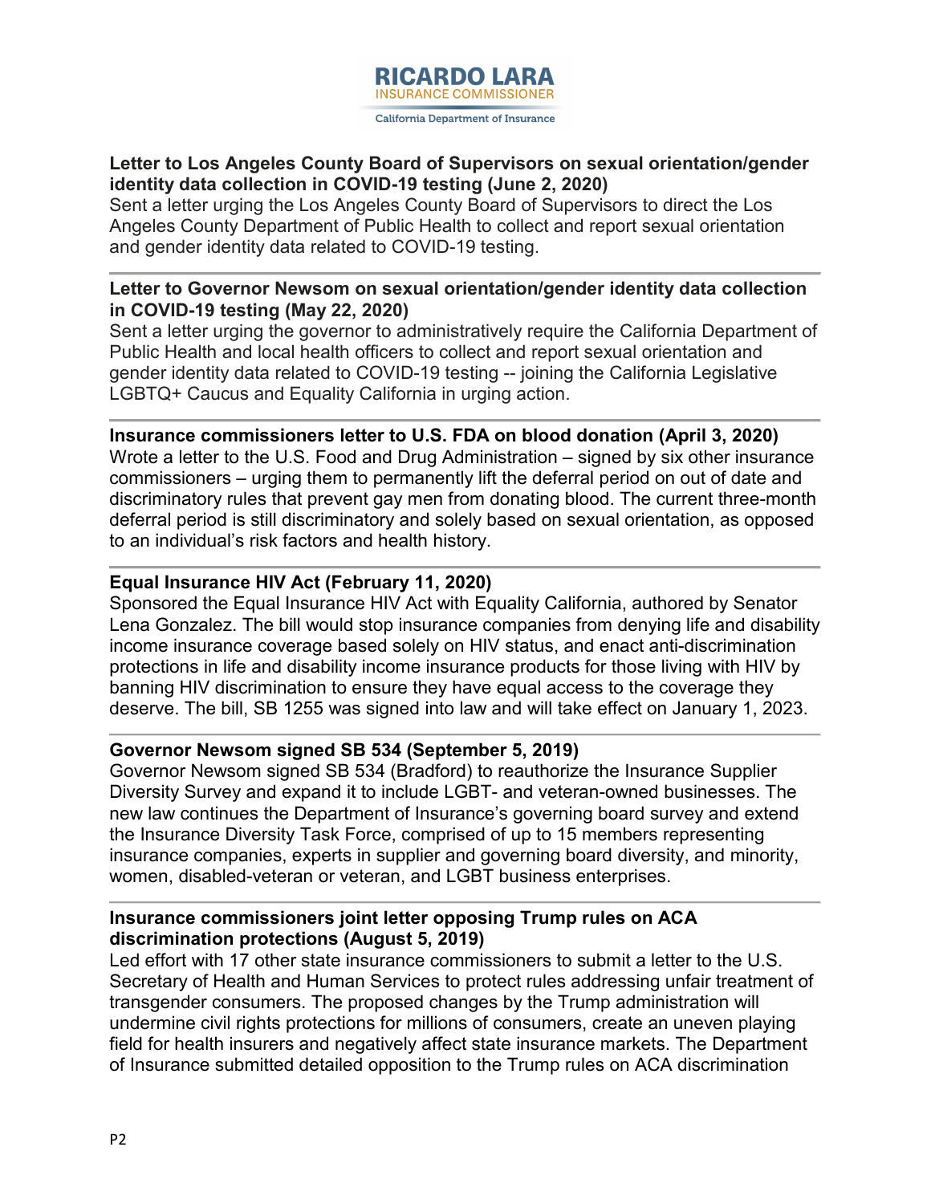**Letter to Los Angeles County Board of Supervisors on sexual orientation/gender identity data collection in COVID-19 testing (June 2, 2020)**
Sent a letter urging the Los Angeles County Board of Supervisors to direct the Los Angeles County Department of Public Health to collect and report sexual orientation and gender identity data related to COVID-19 testing.

---

**Letter to Governor Newsom on sexual orientation/gender identity data collection in COVID-19 testing (May 22, 2020)**
Sent a letter urging the governor to administratively require the California Department of Public Health and local health officers to collect and report sexual orientation and gender identity data related to COVID-19 testing -- joining the California Legislative LGBTQ+ Caucus and Equality California in urging action.

---

**Insurance commissioners letter to U.S. FDA on blood donation (April 3, 2020)**
Wrote a letter to the U.S. Food and Drug Administration – signed by six other insurance commissioners – urging them to permanently lift the deferral period on out of date and discriminatory rules that prevent gay men from donating blood. The current three-month deferral period is still discriminatory and solely based on sexual orientation, as opposed to an individual's risk factors and health history.

---

**Equal Insurance HIV Act (February 11, 2020)**
Sponsored the Equal Insurance HIV Act with Equality California, authored by Senator Lena Gonzalez. The bill would stop insurance companies from denying life and disability income insurance coverage based solely on HIV status, and enact anti-discrimination protections in life and disability income insurance products for those living with HIV by banning HIV discrimination to ensure they have equal access to the coverage they deserve. The bill, SB 1255 was signed into law and will take effect on January 1, 2023.

---

**Governor Newsom signed SB 534 (September 5, 2019)**
Governor Newsom signed SB 534 (Bradford) to reauthorize the Insurance Supplier Diversity Survey and expand it to include LGBT- and veteran-owned businesses. The new law continues the Department of Insurance's governing board survey and extend the Insurance Diversity Task Force, comprised of up to 15 members representing insurance companies, experts in supplier and governing board diversity, and minority, women, disabled-veteran or veteran, and LGBT business enterprises.

---

**Insurance commissioners joint letter opposing Trump rules on ACA discrimination protections (August 5, 2019)**
Led effort with 17 other state insurance commissioners to submit a letter to the U.S. Secretary of Health and Human Services to protect rules addressing unfair treatment of transgender consumers. The proposed changes by the Trump administration will undermine civil rights protections for millions of consumers, create an uneven playing field for health insurers and negatively affect state insurance markets. The Department of Insurance submitted detailed opposition to the Trump rules on ACA discrimination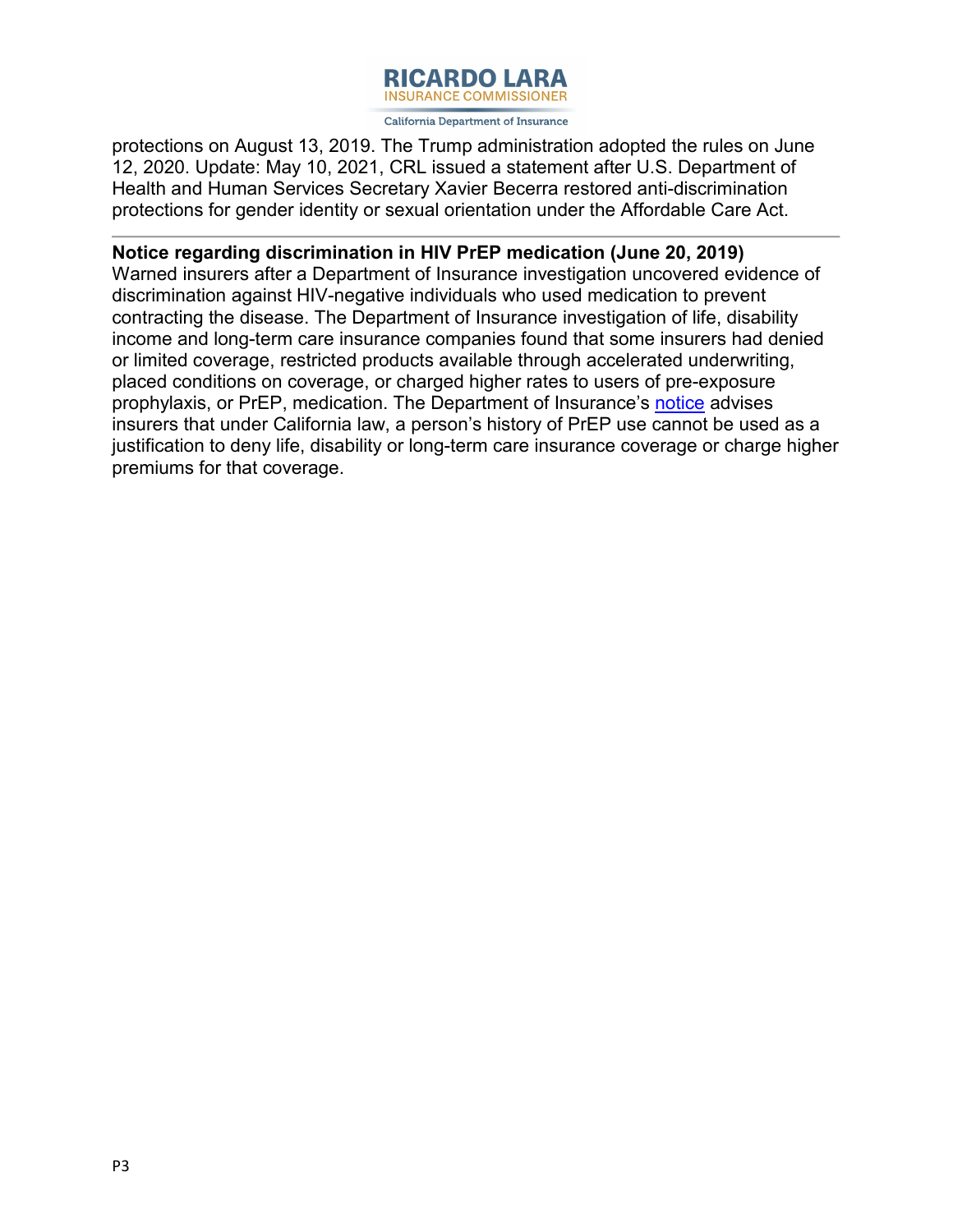protections on August 13, 2019. The Trump administration adopted the rules on June 12, 2020. Update: May 10, 2021, CRL issued a statement after U.S. Department of Health and Human Services Secretary Xavier Becerra restored anti-discrimination protections for gender identity or sexual orientation under the Affordable Care Act.

---

**Notice regarding discrimination in HIV PrEP medication (June 20, 2019)**
Warned insurers after a Department of Insurance investigation uncovered evidence of discrimination against HIV-negative individuals who used medication to prevent contracting the disease. The Department of Insurance investigation of life, disability income and long-term care insurance companies found that some insurers had denied or limited coverage, restricted products available through accelerated underwriting, placed conditions on coverage, or charged higher rates to users of pre-exposure prophylaxis, or PrEP, medication. The Department of Insurance's notice advises insurers that under California law, a person's history of PrEP use cannot be used as a justification to deny life, disability or long-term care insurance coverage or charge higher premiums for that coverage.